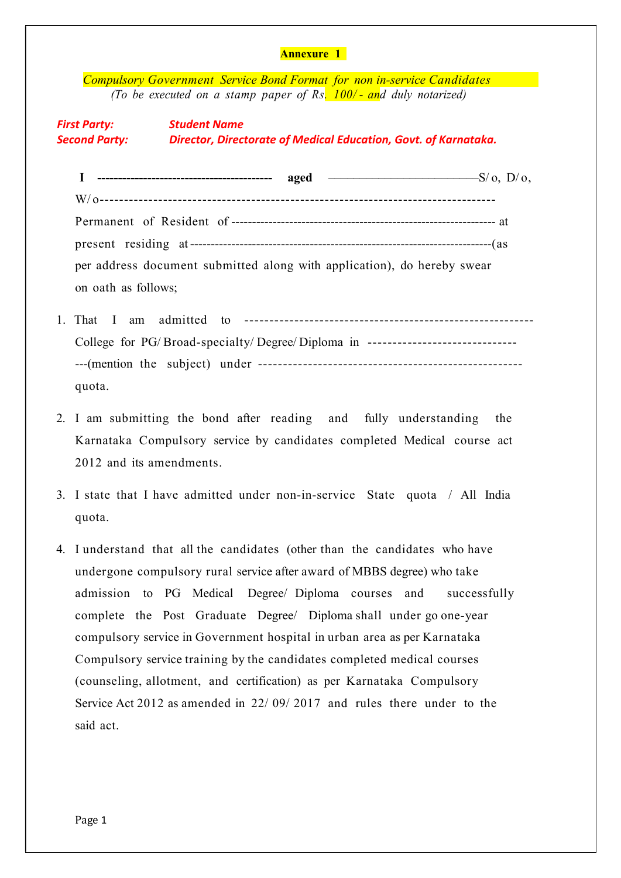**Annexure 1**

*Compulsory Government Service Bond Format for non in-service Candidates*
*(To be executed on a stamp paper of Rs. 100/- and duly notarized)*

***First Party:*** ***Student Name***
***Second Party:*** ***Director, Directorate of Medical Education, Govt. of Karnataka.***

**I ------------------------------------------ aged** ————————————S/o, D/o, W/o--------------------------------------------------------------------------------- Permanent of Resident of --------------------------------------------------------------- at present residing at -----------------------------------------------------------------------(as per address document submitted along with application), do hereby swear on oath as follows;

1. That I am admitted to --------------------------------------------------------- College for PG/Broad-specialty/Degree/Diploma in ---------------------------------(mention the subject) under ----------------------------------------------------- quota.

2. I am submitting the bond after reading and fully understanding the Karnataka Compulsory service by candidates completed Medical course act 2012 and its amendments.

3. I state that I have admitted under non-in-service State quota / All India quota.

4. I understand that all the candidates (other than the candidates who have undergone compulsory rural service after award of MBBS degree) who take admission to PG Medical Degree/Diploma courses and successfully complete the Post Graduate Degree/ Diploma shall under go one-year compulsory service in Government hospital in urban area as per Karnataka Compulsory service training by the candidates completed medical courses (counseling, allotment, and certification) as per Karnataka Compulsory Service Act 2012 as amended in 22/09/2017 and rules there under to the said act.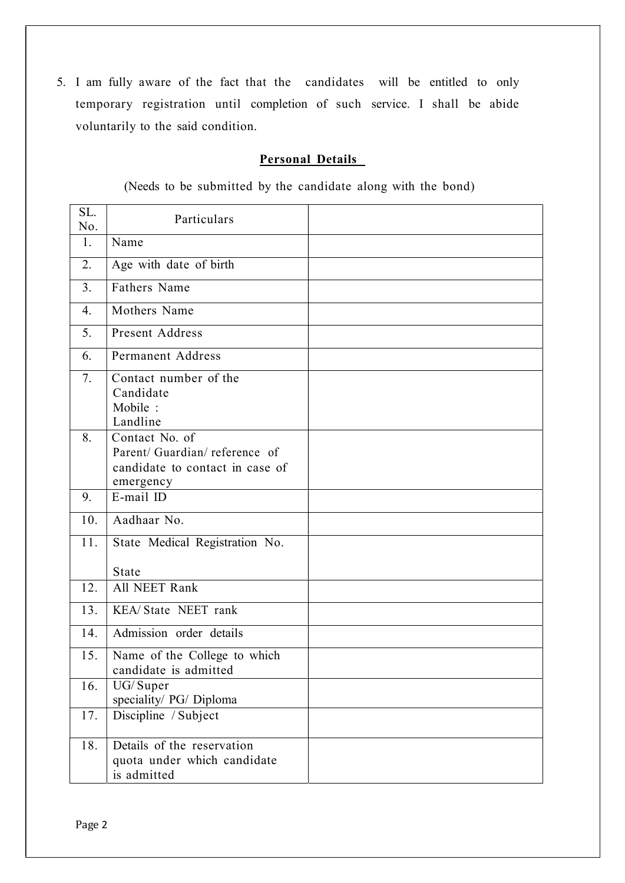5. I am fully aware of the fact that the candidates will be entitled to only temporary registration until completion of such service. I shall be abide voluntarily to the said condition.

**Personal Details**

(Needs to be submitted by the candidate along with the bond)

| SL. No. | Particulars | |
|---|---|---|
| 1. | Name | |
| 2. | Age with date of birth | |
| 3. | Fathers Name | |
| 4. | Mothers Name | |
| 5. | Present Address | |
| 6. | Permanent Address | |
| 7. | Contact number of the Candidate<br>Mobile :<br>Landline | |
| 8. | Contact No. of Parent/ Guardian/ reference of candidate to contact in case of emergency | |
| 9. | E-mail ID | |
| 10. | Aadhaar No. | |
| 11. | State Medical Registration No.<br><br>State | |
| 12. | All NEET Rank | |
| 13. | KEA/ State NEET rank | |
| 14. | Admission order details | |
| 15. | Name of the College to which candidate is admitted | |
| 16. | UG/ Super speciality/ PG/ Diploma | |
| 17. | Discipline / Subject | |
| 18. | Details of the reservation quota under which candidate is admitted | |